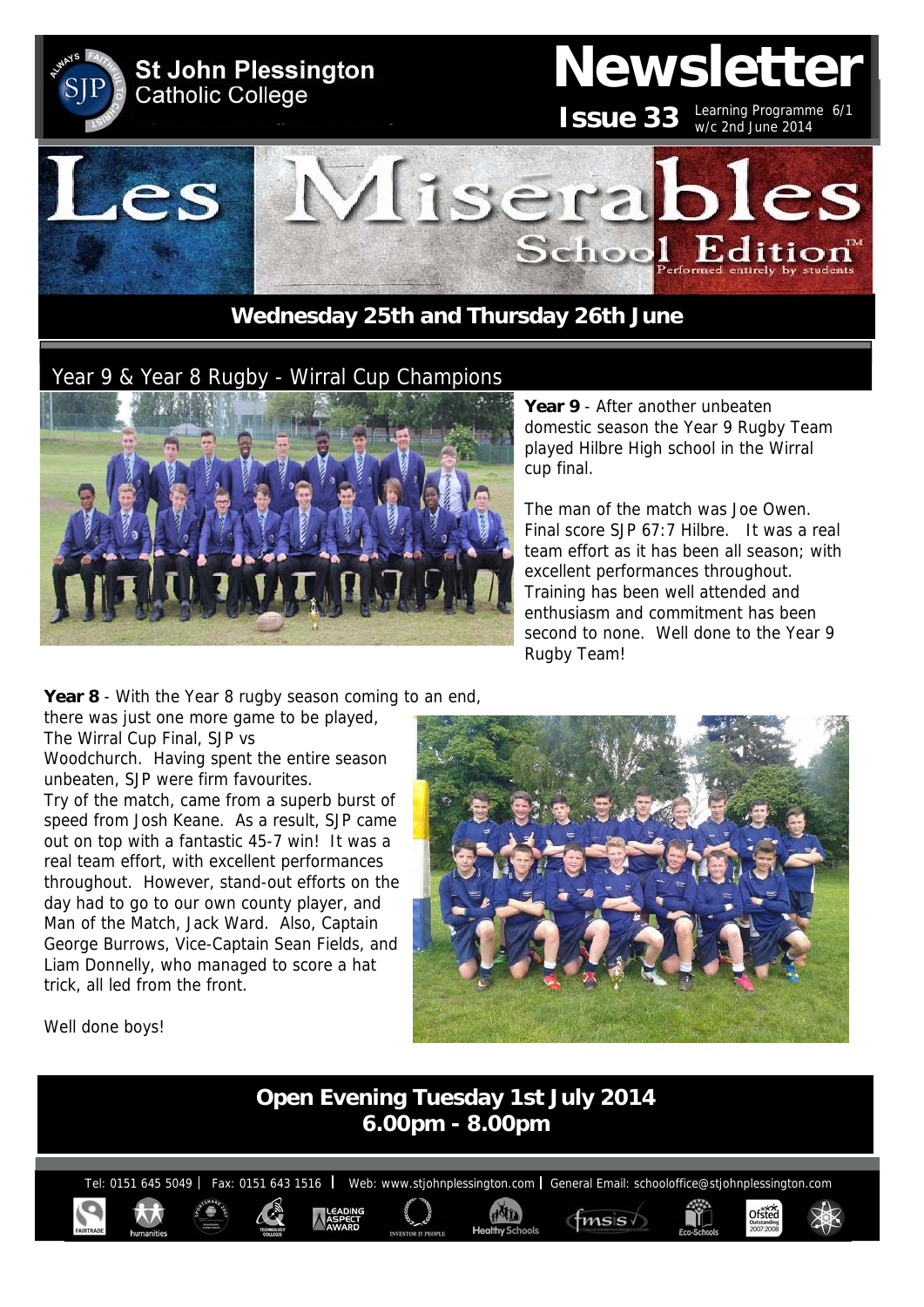# St John Plessington Catholic College

# Newsletter

**Issue 33** Learning Programme 6/1 w/c 2nd June 2014

## Les Misérables School Edition™

Performed entirely by students

**Wednesday 25th and Thursday 26th June**

## Year 9 & Year 8 Rugby - Wirral Cup Champions

**Year 9** - After another unbeaten domestic season the Year 9 Rugby Team played Hilbre High school in the Wirral cup final.

The man of the match was Joe Owen. Final score SJP 67:7 Hilbre. It was a real team effort as it has been all season; with excellent performances throughout. Training has been well attended and enthusiasm and commitment has been second to none. Well done to the Year 9 Rugby Team!

**Year 8** - With the Year 8 rugby season coming to an end, there was just one more game to be played, The Wirral Cup Final, SJP vs Woodchurch. Having spent the entire season unbeaten, SJP were firm favourites.
Try of the match, came from a superb burst of speed from Josh Keane. As a result, SJP came out on top with a fantastic 45-7 win! It was a real team effort, with excellent performances throughout. However, stand-out efforts on the day had to go to our own county player, and Man of the Match, Jack Ward. Also, Captain George Burrows, Vice-Captain Sean Fields, and Liam Donnelly, who managed to score a hat trick, all led from the front.

Well done boys!

**Open Evening Tuesday 1st July 2014**
**6.00pm - 8.00pm**

Tel: 0151 645 5049 | Fax: 0151 643 1516 | Web: www.stjohnplessington.com | General Email: schooloffice@stjohnplessington.com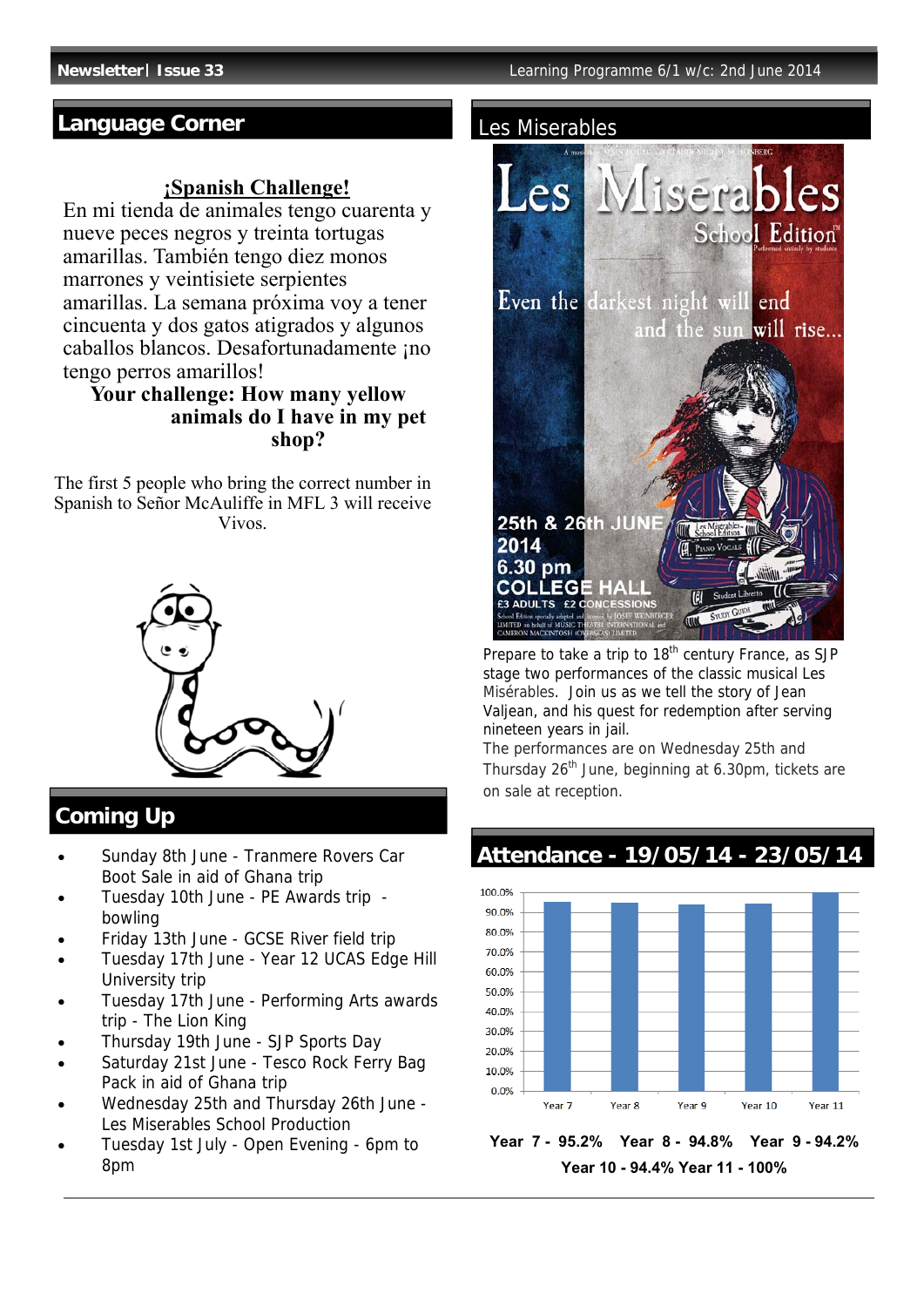## Language Corner

**¡Spanish Challenge!**

En mi tienda de animales tengo cuarenta y nueve peces negros y treinta tortugas amarillas. También tengo diez monos marrones y veintisiete serpientes amarillas. La semana próxima voy a tener cincuenta y dos gatos atigrados y algunos caballos blancos. Desafortunadamente ¡no tengo perros amarillos!

**Your challenge: How many yellow animals do I have in my pet shop?**

The first 5 people who bring the correct number in Spanish to Señor McAuliffe in MFL 3 will receive Vivos.

## Coming Up

- Sunday 8th June - Tranmere Rovers Car Boot Sale in aid of Ghana trip
- Tuesday 10th June - PE Awards trip - bowling
- Friday 13th June - GCSE River field trip
- Tuesday 17th June - Year 12 UCAS Edge Hill University trip
- Tuesday 17th June - Performing Arts awards trip - The Lion King
- Thursday 19th June - SJP Sports Day
- Saturday 21st June - Tesco Rock Ferry Bag Pack in aid of Ghana trip
- Wednesday 25th and Thursday 26th June - Les Miserables School Production
- Tuesday 1st July - Open Evening - 6pm to 8pm

## Les Miserables

Prepare to take a trip to 18th century France, as SJP stage two performances of the classic musical Les Misérables. Join us as we tell the story of Jean Valjean, and his quest for redemption after serving nineteen years in jail.

The performances are on Wednesday 25th and Thursday 26th June, beginning at 6.30pm, tickets are on sale at reception.

## Attendance - 19/05/14 - 23/05/14

**Year 7 - 95.2% Year 8 - 94.8% Year 9 - 94.2%**

**Year 10 - 94.4% Year 11 - 100%**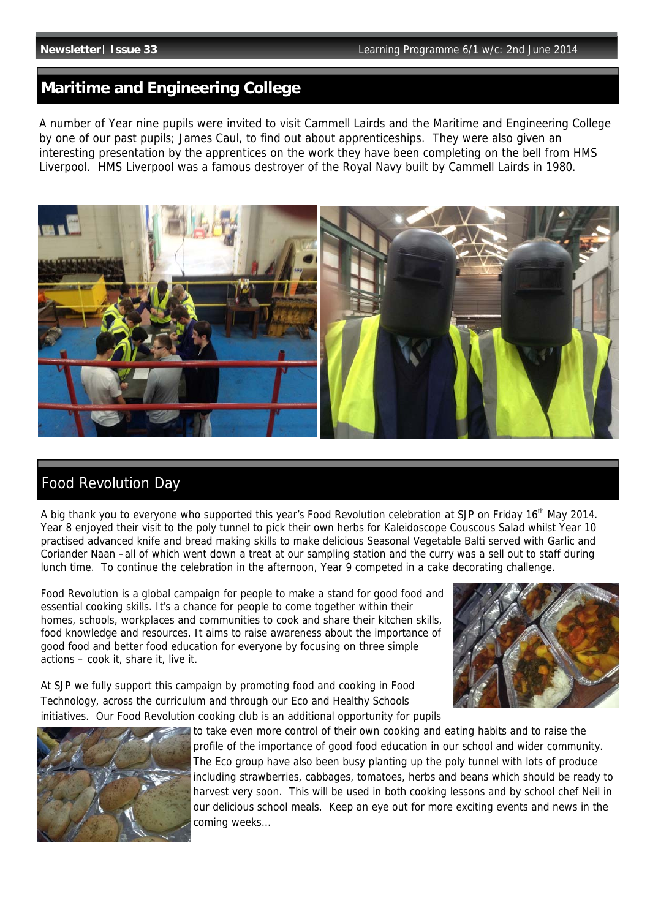## Maritime and Engineering College

A number of Year nine pupils were invited to visit Cammell Lairds and the Maritime and Engineering College by one of our past pupils; James Caul, to find out about apprenticeships. They were also given an interesting presentation by the apprentices on the work they have been completing on the bell from HMS Liverpool. HMS Liverpool was a famous destroyer of the Royal Navy built by Cammell Lairds in 1980.

## Food Revolution Day

A big thank you to everyone who supported this year's Food Revolution celebration at SJP on Friday 16th May 2014. Year 8 enjoyed their visit to the poly tunnel to pick their own herbs for Kaleidoscope Couscous Salad whilst Year 10 practised advanced knife and bread making skills to make delicious Seasonal Vegetable Balti served with Garlic and Coriander Naan –all of which went down a treat at our sampling station and the curry was a sell out to staff during lunch time. To continue the celebration in the afternoon, Year 9 competed in a cake decorating challenge.

Food Revolution is a global campaign for people to make a stand for good food and essential cooking skills. It's a chance for people to come together within their homes, schools, workplaces and communities to cook and share their kitchen skills, food knowledge and resources. It aims to raise awareness about the importance of good food and better food education for everyone by focusing on three simple actions – cook it, share it, live it.

At SJP we fully support this campaign by promoting food and cooking in Food Technology, across the curriculum and through our Eco and Healthy Schools initiatives. Our Food Revolution cooking club is an additional opportunity for pupils to take even more control of their own cooking and eating habits and to raise the profile of the importance of good food education in our school and wider community. The Eco group have also been busy planting up the poly tunnel with lots of produce including strawberries, cabbages, tomatoes, herbs and beans which should be ready to harvest very soon. This will be used in both cooking lessons and by school chef Neil in our delicious school meals. Keep an eye out for more exciting events and news in the coming weeks…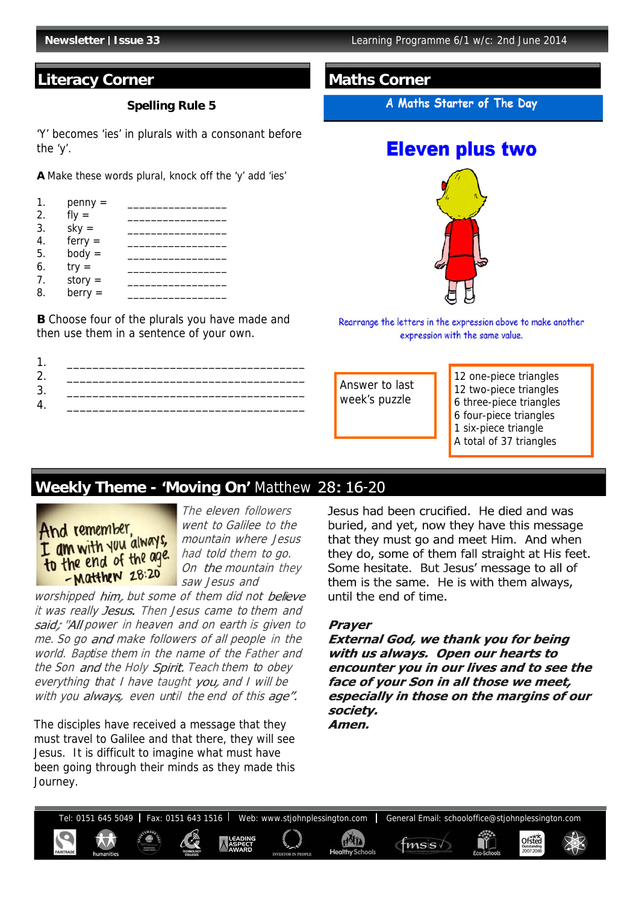Newsletter | Issue 33 — Learning Programme 6/1 w/c: 2nd June 2014

## Literacy Corner

### Spelling Rule 5

'Y' becomes 'ies' in plurals with a consonant before the 'y'.

**A** Make these words plural, knock off the 'y' add 'ies'

1. penny = _______________
2. fly = _______________
3. sky = _______________
4. ferry = _______________
5. body = _______________
6. try = _______________
7. story = _______________
8. berry = _______________

**B** Choose four of the plurals you have made and then use them in a sentence of your own.

1. ____________________________________
2. ____________________________________
3. ____________________________________
4. ____________________________________

## Maths Corner

### A Maths Starter of The Day

**Eleven plus two**

Rearrange the letters in the expression above to make another expression with the same value.

| Answer to last week's puzzle | 12 one-piece triangles<br>12 two-piece triangles<br>6 three-piece triangles<br>6 four-piece triangles<br>1 six-piece triangle<br>A total of 37 triangles |
|---|---|

## Weekly Theme - 'Moving On' Matthew 28: 16-20

And remember, I am with you always, to the end of the age. - Matthew 28:20

*The eleven followers went to Galilee to the mountain where Jesus had told them to go. On the mountain they saw Jesus and worshipped him, but some of them did not believe it was really Jesus. Then Jesus came to them and said; "All power in heaven and on earth is given to me. So go and make followers of all people in the world. Baptise them in the name of the Father and the Son and the Holy Spirit. Teach them to obey everything that I have taught you, and I will be with you always, even until the end of this age".*

The disciples have received a message that they must travel to Galilee and that there, they will see Jesus. It is difficult to imagine what must have been going through their minds as they made this Journey.

Jesus had been crucified. He died and was buried, and yet, now they have this message that they must go and meet Him. And when they do, some of them fall straight at His feet. Some hesitate. But Jesus' message to all of them is the same. He is with them always, until the end of time.

***Prayer***
***External God, we thank you for being with us always. Open our hearts to encounter you in our lives and to see the face of your Son in all those we meet, especially in those on the margins of our society.***
***Amen.***

Tel: 0151 645 5049 | Fax: 0151 643 1516 | Web: www.stjohnplessington.com | General Email: schooloffice@stjohnplessington.com